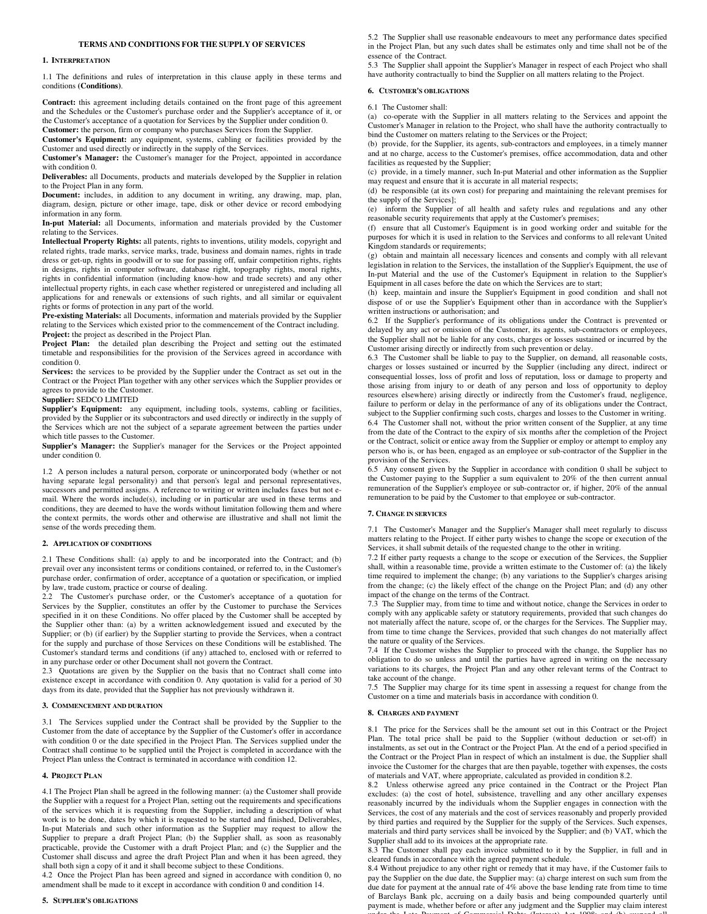# TERMS AND CONDITIONS FOR THE SUPPLY OF SERVICES

## 1. Interpretation

1.1 The definitions and rules of interpretation in this clause apply in these terms and conditions **(Conditions)**.

**Contract:** this agreement including details contained on the front page of this agreement and the Schedules or the Customer's purchase order and the Supplier's acceptance of it, or the Customer's acceptance of a quotation for Services by the Supplier under condition 0.

**Customer:** the person, firm or company who purchases Services from the Supplier.

**Customer's Equipment:** any equipment, systems, cabling or facilities provided by the Customer and used directly or indirectly in the supply of the Services.

**Customer's Manager:** the Customer's manager for the Project, appointed in accordance with condition 0.

**Deliverables:** all Documents, products and materials developed by the Supplier in relation to the Project Plan in any form.

**Document:** includes, in addition to any document in writing, any drawing, map, plan, diagram, design, picture or other image, tape, disk or other device or record embodying information in any form.

**In-put Material:** all Documents, information and materials provided by the Customer relating to the Services.

**Intellectual Property Rights:** all patents, rights to inventions, utility models, copyright and related rights, trade marks, service marks, trade, business and domain names, rights in trade dress or get-up, rights in goodwill or to sue for passing off, unfair competition rights, rights in designs, rights in computer software, database right, topography rights, moral rights, rights in confidential information (including know-how and trade secrets) and any other intellectual property rights, in each case whether registered or unregistered and including all applications for and renewals or extensions of such rights, and all similar or equivalent rights or forms of protection in any part of the world.

**Pre-existing Materials:** all Documents, information and materials provided by the Supplier relating to the Services which existed prior to the commencement of the Contract including.

**Project:** the project as described in the Project Plan.

**Project Plan:** the detailed plan describing the Project and setting out the estimated timetable and responsibilities for the provision of the Services agreed in accordance with condition 0.

**Services:** the services to be provided by the Supplier under the Contract as set out in the Contract or the Project Plan together with any other services which the Supplier provides or agrees to provide to the Customer.

**Supplier:** SEDCO LIMITED

**Supplier's Equipment:** any equipment, including tools, systems, cabling or facilities, provided by the Supplier or its subcontractors and used directly or indirectly in the supply of the Services which are not the subject of a separate agreement between the parties under which title passes to the Customer.

**Supplier's Manager:** the Supplier's manager for the Services or the Project appointed under condition 0.

1.2 A person includes a natural person, corporate or unincorporated body (whether or not having separate legal personality) and that person's legal and personal representatives, successors and permitted assigns. A reference to writing or written includes faxes but not e-mail. Where the words include(s), including or in particular are used in these terms and conditions, they are deemed to have the words without limitation following them and where the context permits, the words other and otherwise are illustrative and shall not limit the sense of the words preceding them.

## 2. Application of conditions

2.1 These Conditions shall: (a) apply to and be incorporated into the Contract; and (b) prevail over any inconsistent terms or conditions contained, or referred to, in the Customer's purchase order, confirmation of order, acceptance of a quotation or specification, or implied by law, trade custom, practice or course of dealing.

2.2 The Customer's purchase order, or the Customer's acceptance of a quotation for Services by the Supplier, constitutes an offer by the Customer to purchase the Services specified in it on these Conditions. No offer placed by the Customer shall be accepted by the Supplier other than: (a) by a written acknowledgement issued and executed by the Supplier; or (b) (if earlier) by the Supplier starting to provide the Services, when a contract for the supply and purchase of those Services on these Conditions will be established. The Customer's standard terms and conditions (if any) attached to, enclosed with or referred to in any purchase order or other Document shall not govern the Contract.

2.3 Quotations are given by the Supplier on the basis that no Contract shall come into existence except in accordance with condition 0. Any quotation is valid for a period of 30 days from its date, provided that the Supplier has not previously withdrawn it.

## 3. Commencement and duration

3.1 The Services supplied under the Contract shall be provided by the Supplier to the Customer from the date of acceptance by the Supplier of the Customer's offer in accordance with condition 0 or the date specified in the Project Plan. The Services supplied under the Contract shall continue to be supplied until the Project is completed in accordance with the Project Plan unless the Contract is terminated in accordance with condition 12.

## 4. Project Plan

4.1 The Project Plan shall be agreed in the following manner: (a) the Customer shall provide the Supplier with a request for a Project Plan, setting out the requirements and specifications of the services which it is requesting from the Supplier, including a description of what work is to be done, dates by which it is requested to be started and finished, Deliverables, In-put Materials and such other information as the Supplier may request to allow the Supplier to prepare a draft Project Plan; (b) the Supplier shall, as soon as reasonably practicable, provide the Customer with a draft Project Plan; and (c) the Supplier and the Customer shall discuss and agree the draft Project Plan and when it has been agreed, they shall both sign a copy of it and it shall become subject to these Conditions.

4.2 Once the Project Plan has been agreed and signed in accordance with condition 0, no amendment shall be made to it except in accordance with condition 0 and condition 14.

## 5. Supplier's obligations

5.2 The Supplier shall use reasonable endeavours to meet any performance dates specified in the Project Plan, but any such dates shall be estimates only and time shall not be of the essence of the Contract.

5.3 The Supplier shall appoint the Supplier's Manager in respect of each Project who shall have authority contractually to bind the Supplier on all matters relating to the Project.

## 6. Customer's obligations

6.1 The Customer shall:

(a) co-operate with the Supplier in all matters relating to the Services and appoint the Customer's Manager in relation to the Project, who shall have the authority contractually to bind the Customer on matters relating to the Services or the Project;

(b) provide, for the Supplier, its agents, sub-contractors and employees, in a timely manner and at no charge, access to the Customer's premises, office accommodation, data and other facilities as requested by the Supplier;

(c) provide, in a timely manner, such In-put Material and other information as the Supplier may request and ensure that it is accurate in all material respects;

(d) be responsible (at its own cost) for preparing and maintaining the relevant premises for the supply of the Services];

(e) inform the Supplier of all health and safety rules and regulations and any other reasonable security requirements that apply at the Customer's premises;

(f) ensure that all Customer's Equipment is in good working order and suitable for the purposes for which it is used in relation to the Services and conforms to all relevant United Kingdom standards or requirements;

(g) obtain and maintain all necessary licences and consents and comply with all relevant legislation in relation to the Services, the installation of the Supplier's Equipment, the use of In-put Material and the use of the Customer's Equipment in relation to the Supplier's Equipment in all cases before the date on which the Services are to start;

(h) keep, maintain and insure the Supplier's Equipment in good condition and shall not dispose of or use the Supplier's Equipment other than in accordance with the Supplier's written instructions or authorisation; and

6.2 If the Supplier's performance of its obligations under the Contract is prevented or delayed by any act or omission of the Customer, its agents, sub-contractors or employees, the Supplier shall not be liable for any costs, charges or losses sustained or incurred by the Customer arising directly or indirectly from such prevention or delay.

6.3 The Customer shall be liable to pay to the Supplier, on demand, all reasonable costs, charges or losses sustained or incurred by the Supplier (including any direct, indirect or consequential losses, loss of profit and loss of reputation, loss or damage to property and those arising from injury to or death of any person and loss of opportunity to deploy resources elsewhere) arising directly or indirectly from the Customer's fraud, negligence, failure to perform or delay in the performance of any of its obligations under the Contract, subject to the Supplier confirming such costs, charges and losses to the Customer in writing.

6.4 The Customer shall not, without the prior written consent of the Supplier, at any time from the date of the Contract to the expiry of six months after the completion of the Project or the Contract, solicit or entice away from the Supplier or employ or attempt to employ any person who is, or has been, engaged as an employee or sub-contractor of the Supplier in the provision of the Services.

6.5 Any consent given by the Supplier in accordance with condition 0 shall be subject to the Customer paying to the Supplier a sum equivalent to 20% of the then current annual remuneration of the Supplier's employee or sub-contractor or, if higher, 20% of the annual remuneration to be paid by the Customer to that employee or sub-contractor.

## 7. Change in services

7.1 The Customer's Manager and the Supplier's Manager shall meet regularly to discuss matters relating to the Project. If either party wishes to change the scope or execution of the Services, it shall submit details of the requested change to the other in writing.

7.2 If either party requests a change to the scope or execution of the Services, the Supplier shall, within a reasonable time, provide a written estimate to the Customer of: (a) the likely time required to implement the change; (b) any variations to the Supplier's charges arising from the change; (c) the likely effect of the change on the Project Plan; and (d) any other impact of the change on the terms of the Contract.

7.3 The Supplier may, from time to time and without notice, change the Services in order to comply with any applicable safety or statutory requirements, provided that such changes do not materially affect the nature, scope of, or the charges for the Services. The Supplier may, from time to time change the Services, provided that such changes do not materially affect the nature or quality of the Services.

7.4 If the Customer wishes the Supplier to proceed with the change, the Supplier has no obligation to do so unless and until the parties have agreed in writing on the necessary variations to its charges, the Project Plan and any other relevant terms of the Contract to take account of the change.

7.5 The Supplier may charge for its time spent in assessing a request for change from the Customer on a time and materials basis in accordance with condition 0.

## 8. Charges and payment

8.1 The price for the Services shall be the amount set out in this Contract or the Project Plan. The total price shall be paid to the Supplier (without deduction or set-off) in instalments, as set out in the Contract or the Project Plan. At the end of a period specified in the Contract or the Project Plan in respect of which an instalment is due, the Supplier shall invoice the Customer for the charges that are then payable, together with expenses, the costs of materials and VAT, where appropriate, calculated as provided in condition 8.2.

8.2 Unless otherwise agreed any price contained in the Contract or the Project Plan excludes: (a) the cost of hotel, subsistence, travelling and any other ancillary expenses reasonably incurred by the individuals whom the Supplier engages in connection with the Services, the cost of any materials and the cost of services reasonably and properly provided by third parties and required by the Supplier for the supply of the Services. Such expenses, materials and third party services shall be invoiced by the Supplier; and (b) VAT, which the Supplier shall add to its invoices at the appropriate rate.

8.3 The Customer shall pay each invoice submitted to it by the Supplier, in full and in cleared funds in accordance with the agreed payment schedule.

8.4 Without prejudice to any other right or remedy that it may have, if the Customer fails to pay the Supplier on the due date, the Supplier may: (a) charge interest on such sum from the due date for payment at the annual rate of 4% above the base lending rate from time to time of Barclays Bank plc, accruing on a daily basis and being compounded quarterly until payment is made, whether before or after any judgment and the Supplier may claim interest under the Late Payment of Commercial Debts (Interest) Act 1998; and (b) suspend all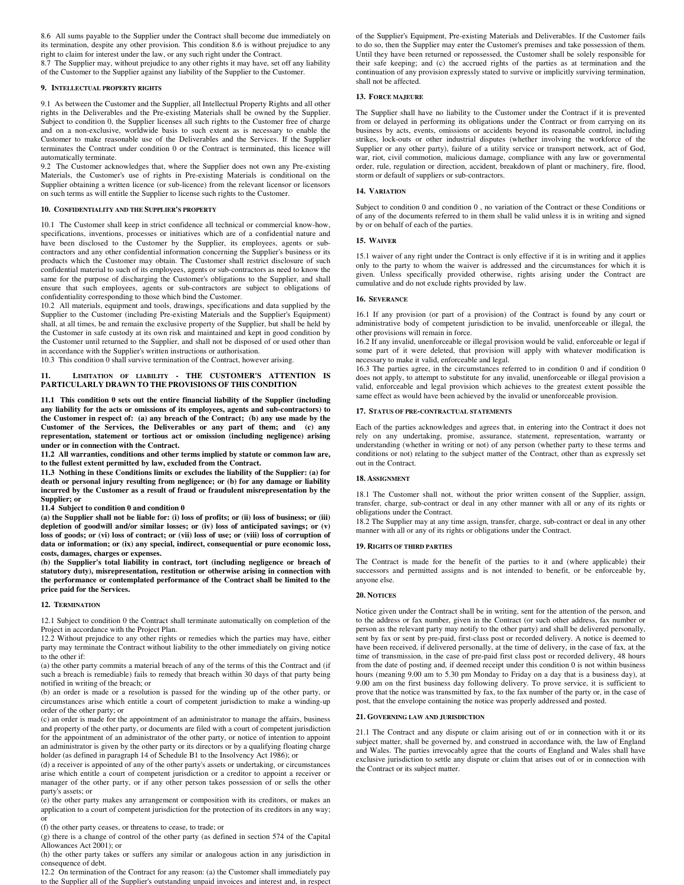8.6 All sums payable to the Supplier under the Contract shall become due immediately on its termination, despite any other provision. This condition 8.6 is without prejudice to any right to claim for interest under the law, or any such right under the Contract.

8.7 The Supplier may, without prejudice to any other rights it may have, set off any liability of the Customer to the Supplier against any liability of the Supplier to the Customer.

## 9. Intellectual property rights

9.1 As between the Customer and the Supplier, all Intellectual Property Rights and all other rights in the Deliverables and the Pre-existing Materials shall be owned by the Supplier. Subject to condition 0, the Supplier licenses all such rights to the Customer free of charge and on a non-exclusive, worldwide basis to such extent as is necessary to enable the Customer to make reasonable use of the Deliverables and the Services. If the Supplier terminates the Contract under condition 0 or the Contract is terminated, this licence will automatically terminate.

9.2 The Customer acknowledges that, where the Supplier does not own any Pre-existing Materials, the Customer's use of rights in Pre-existing Materials is conditional on the Supplier obtaining a written licence (or sub-licence) from the relevant licensor or licensors on such terms as will entitle the Supplier to license such rights to the Customer.

## 10. Confidentiality and the Supplier's property

10.1 The Customer shall keep in strict confidence all technical or commercial know-how, specifications, inventions, processes or initiatives which are of a confidential nature and have been disclosed to the Customer by the Supplier, its employees, agents or sub-contractors and any other confidential information concerning the Supplier's business or its products which the Customer may obtain. The Customer shall restrict disclosure of such confidential material to such of its employees, agents or sub-contractors as need to know the same for the purpose of discharging the Customer's obligations to the Supplier, and shall ensure that such employees, agents or sub-contractors are subject to obligations of confidentiality corresponding to those which bind the Customer.

10.2 All materials, equipment and tools, drawings, specifications and data supplied by the Supplier to the Customer (including Pre-existing Materials and the Supplier's Equipment) shall, at all times, be and remain the exclusive property of the Supplier, but shall be held by the Customer in safe custody at its own risk and maintained and kept in good condition by the Customer until returned to the Supplier, and shall not be disposed of or used other than in accordance with the Supplier's written instructions or authorisation.

10.3 This condition 0 shall survive termination of the Contract, however arising.

## 11. Limitation of liability - THE CUSTOMER'S ATTENTION IS PARTICULARLY DRAWN TO THE PROVISIONS OF THIS CONDITION

**11.1 This condition 0 sets out the entire financial liability of the Supplier (including any liability for the acts or omissions of its employees, agents and sub-contractors) to the Customer in respect of: (a) any breach of the Contract; (b) any use made by the Customer of the Services, the Deliverables or any part of them; and (c) any representation, statement or tortious act or omission (including negligence) arising under or in connection with the Contract.**

**11.2 All warranties, conditions and other terms implied by statute or common law are, to the fullest extent permitted by law, excluded from the Contract.**

**11.3 Nothing in these Conditions limits or excludes the liability of the Supplier: (a) for death or personal injury resulting from negligence; or (b) for any damage or liability incurred by the Customer as a result of fraud or fraudulent misrepresentation by the Supplier; or**

**11.4 Subject to condition 0 and condition 0**

**(a) the Supplier shall not be liable for: (i) loss of profits; or (ii) loss of business; or (iii) depletion of goodwill and/or similar losses; or (iv) loss of anticipated savings; or (v) loss of goods; or (vi) loss of contract; or (vii) loss of use; or (viii) loss of corruption of data or information; or (ix) any special, indirect, consequential or pure economic loss, costs, damages, charges or expenses.**

**(b) the Supplier's total liability in contract, tort (including negligence or breach of statutory duty), misrepresentation, restitution or otherwise arising in connection with the performance or contemplated performance of the Contract shall be limited to the price paid for the Services.**

## 12. Termination

12.1 Subject to condition 0 the Contract shall terminate automatically on completion of the Project in accordance with the Project Plan.

12.2 Without prejudice to any other rights or remedies which the parties may have, either party may terminate the Contract without liability to the other immediately on giving notice to the other if:

(a) the other party commits a material breach of any of the terms of this the Contract and (if such a breach is remediable) fails to remedy that breach within 30 days of that party being notified in writing of the breach; or

(b) an order is made or a resolution is passed for the winding up of the other party, or circumstances arise which entitle a court of competent jurisdiction to make a winding-up order of the other party; or

(c) an order is made for the appointment of an administrator to manage the affairs, business and property of the other party, or documents are filed with a court of competent jurisdiction for the appointment of an administrator of the other party, or notice of intention to appoint an administrator is given by the other party or its directors or by a qualifying floating charge holder (as defined in paragraph 14 of Schedule B1 to the Insolvency Act 1986); or

(d) a receiver is appointed of any of the other party's assets or undertaking, or circumstances arise which entitle a court of competent jurisdiction or a creditor to appoint a receiver or manager of the other party, or if any other person takes possession of or sells the other party's assets; or

(e) the other party makes any arrangement or composition with its creditors, or makes an application to a court of competent jurisdiction for the protection of its creditors in any way; or

(f) the other party ceases, or threatens to cease, to trade; or

(g) there is a change of control of the other party (as defined in section 574 of the Capital Allowances Act 2001); or

(h) the other party takes or suffers any similar or analogous action in any jurisdiction in consequence of debt.

12.2 On termination of the Contract for any reason: (a) the Customer shall immediately pay to the Supplier all of the Supplier's outstanding unpaid invoices and interest and, in respect of the Supplier's Equipment, Pre-existing Materials and Deliverables. If the Customer fails to do so, then the Supplier may enter the Customer's premises and take possession of them. Until they have been returned or repossessed, the Customer shall be solely responsible for their safe keeping; and (c) the accrued rights of the parties as at termination and the continuation of any provision expressly stated to survive or implicitly surviving termination, shall not be affected.

## 13. Force majeure

The Supplier shall have no liability to the Customer under the Contract if it is prevented from or delayed in performing its obligations under the Contract or from carrying on its business by acts, events, omissions or accidents beyond its reasonable control, including strikes, lock-outs or other industrial disputes (whether involving the workforce of the Supplier or any other party), failure of a utility service or transport network, act of God, war, riot, civil commotion, malicious damage, compliance with any law or governmental order, rule, regulation or direction, accident, breakdown of plant or machinery, fire, flood, storm or default of suppliers or sub-contractors.

## 14. Variation

Subject to condition 0 and condition 0 , no variation of the Contract or these Conditions or of any of the documents referred to in them shall be valid unless it is in writing and signed by or on behalf of each of the parties.

## 15. Waiver

15.1 waiver of any right under the Contract is only effective if it is in writing and it applies only to the party to whom the waiver is addressed and the circumstances for which it is given. Unless specifically provided otherwise, rights arising under the Contract are cumulative and do not exclude rights provided by law.

## 16. Severance

16.1 If any provision (or part of a provision) of the Contract is found by any court or administrative body of competent jurisdiction to be invalid, unenforceable or illegal, the other provisions will remain in force.

16.2 If any invalid, unenforceable or illegal provision would be valid, enforceable or legal if some part of it were deleted, that provision will apply with whatever modification is necessary to make it valid, enforceable and legal.

16.3 The parties agree, in the circumstances referred to in condition 0 and if condition 0 does not apply, to attempt to substitute for any invalid, unenforceable or illegal provision a valid, enforceable and legal provision which achieves to the greatest extent possible the same effect as would have been achieved by the invalid or unenforceable provision.

## 17. Status of pre-contractual statements

Each of the parties acknowledges and agrees that, in entering into the Contract it does not rely on any undertaking, promise, assurance, statement, representation, warranty or understanding (whether in writing or not) of any person (whether party to these terms and conditions or not) relating to the subject matter of the Contract, other than as expressly set out in the Contract.

## 18. Assignment

18.1 The Customer shall not, without the prior written consent of the Supplier, assign, transfer, charge, sub-contract or deal in any other manner with all or any of its rights or obligations under the Contract.

18.2 The Supplier may at any time assign, transfer, charge, sub-contract or deal in any other manner with all or any of its rights or obligations under the Contract.

## 19. Rights of third parties

The Contract is made for the benefit of the parties to it and (where applicable) their successors and permitted assigns and is not intended to benefit, or be enforceable by, anyone else.

## 20. Notices

Notice given under the Contract shall be in writing, sent for the attention of the person, and to the address or fax number, given in the Contract (or such other address, fax number or person as the relevant party may notify to the other party) and shall be delivered personally, sent by fax or sent by pre-paid, first-class post or recorded delivery. A notice is deemed to have been received, if delivered personally, at the time of delivery, in the case of fax, at the time of transmission, in the case of pre-paid first class post or recorded delivery, 48 hours from the date of posting and, if deemed receipt under this condition 0 is not within business hours (meaning 9.00 am to 5.30 pm Monday to Friday on a day that is a business day), at 9.00 am on the first business day following delivery. To prove service, it is sufficient to prove that the notice was transmitted by fax, to the fax number of the party or, in the case of post, that the envelope containing the notice was properly addressed and posted.

## 21. Governing law and jurisdiction

21.1 The Contract and any dispute or claim arising out of or in connection with it or its subject matter, shall be governed by, and construed in accordance with, the law of England and Wales. The parties irrevocably agree that the courts of England and Wales shall have exclusive jurisdiction to settle any dispute or claim that arises out of or in connection with the Contract or its subject matter.